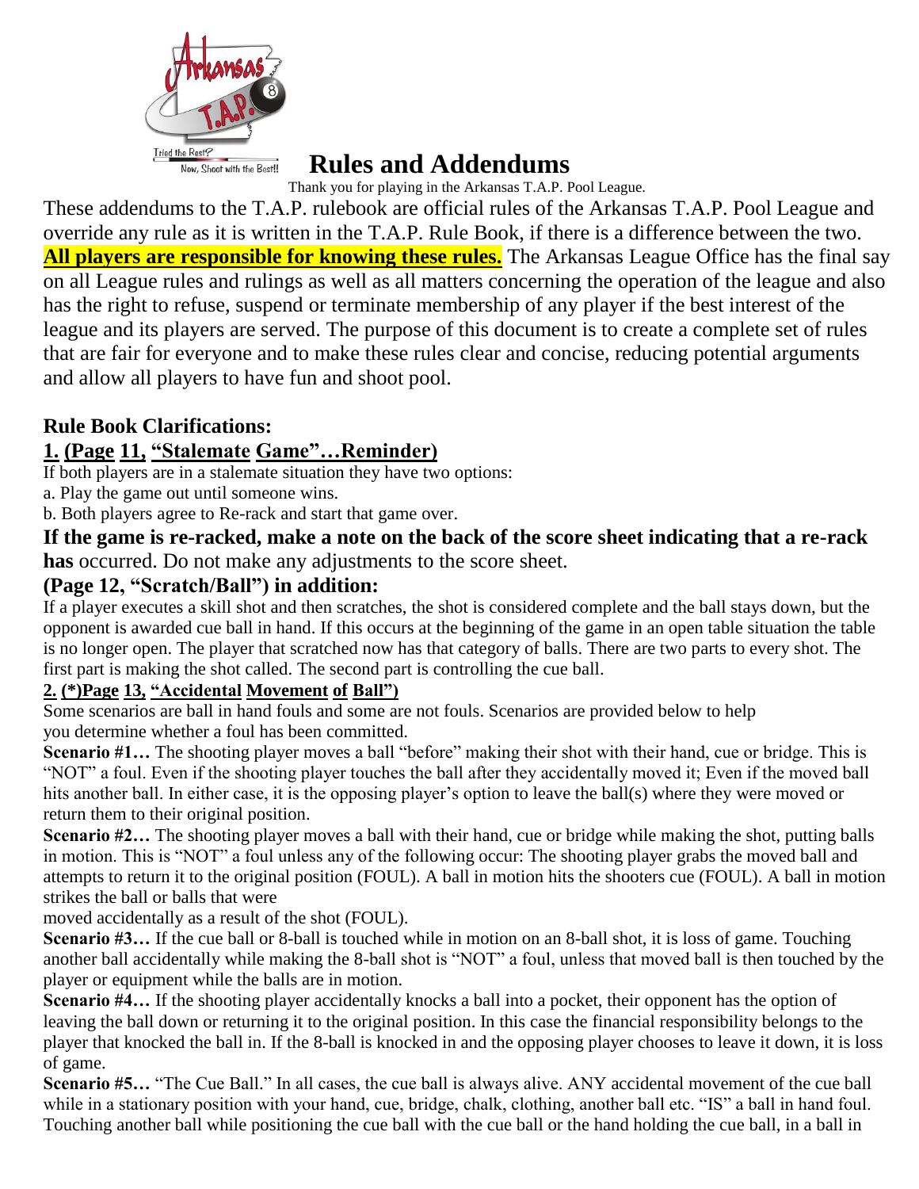# Rules and Addendums

Thank you for playing in the Arkansas T.A.P. Pool League.

These addendums to the T.A.P. rulebook are official rules of the Arkansas T.A.P. Pool League and override any rule as it is written in the T.A.P. Rule Book, if there is a difference between the two. **All players are responsible for knowing these rules.** The Arkansas League Office has the final say on all League rules and rulings as well as all matters concerning the operation of the league and also has the right to refuse, suspend or terminate membership of any player if the best interest of the league and its players are served. The purpose of this document is to create a complete set of rules that are fair for everyone and to make these rules clear and concise, reducing potential arguments and allow all players to have fun and shoot pool.

## Rule Book Clarifications:

### 1. (Page 11, "Stalemate Game"…Reminder)

If both players are in a stalemate situation they have two options:

a. Play the game out until someone wins.

b. Both players agree to Re-rack and start that game over.

**If the game is re-racked, make a note on the back of the score sheet indicating that a re-rack has** occurred. Do not make any adjustments to the score sheet.

### (Page 12, "Scratch/Ball") in addition:

If a player executes a skill shot and then scratches, the shot is considered complete and the ball stays down, but the opponent is awarded cue ball in hand. If this occurs at the beginning of the game in an open table situation the table is no longer open. The player that scratched now has that category of balls. There are two parts to every shot. The first part is making the shot called. The second part is controlling the cue ball.

#### 2. (*)Page 13, "Accidental Movement of Ball")

Some scenarios are ball in hand fouls and some are not fouls. Scenarios are provided below to help you determine whether a foul has been committed.

**Scenario #1…** The shooting player moves a ball "before" making their shot with their hand, cue or bridge. This is "NOT" a foul. Even if the shooting player touches the ball after they accidentally moved it; Even if the moved ball hits another ball. In either case, it is the opposing player's option to leave the ball(s) where they were moved or return them to their original position.

**Scenario #2…** The shooting player moves a ball with their hand, cue or bridge while making the shot, putting balls in motion. This is "NOT" a foul unless any of the following occur: The shooting player grabs the moved ball and attempts to return it to the original position (FOUL). A ball in motion hits the shooters cue (FOUL). A ball in motion strikes the ball or balls that were moved accidentally as a result of the shot (FOUL).

**Scenario #3…** If the cue ball or 8-ball is touched while in motion on an 8-ball shot, it is loss of game. Touching another ball accidentally while making the 8-ball shot is "NOT" a foul, unless that moved ball is then touched by the player or equipment while the balls are in motion.

**Scenario #4…** If the shooting player accidentally knocks a ball into a pocket, their opponent has the option of leaving the ball down or returning it to the original position. In this case the financial responsibility belongs to the player that knocked the ball in. If the 8-ball is knocked in and the opposing player chooses to leave it down, it is loss of game.

**Scenario #5…** "The Cue Ball." In all cases, the cue ball is always alive. ANY accidental movement of the cue ball while in a stationary position with your hand, cue, bridge, chalk, clothing, another ball etc. "IS" a ball in hand foul. Touching another ball while positioning the cue ball with the cue ball or the hand holding the cue ball, in a ball in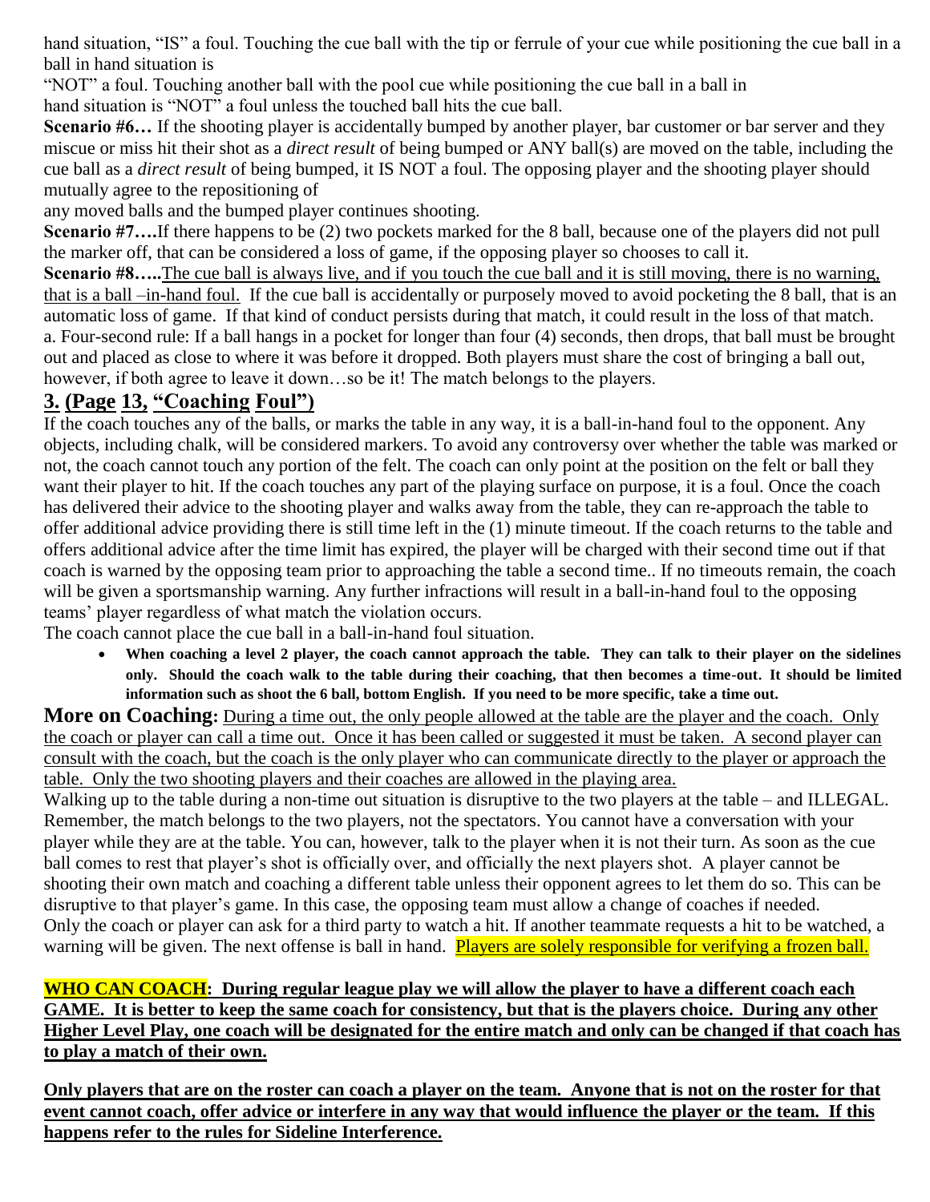hand situation, "IS" a foul. Touching the cue ball with the tip or ferrule of your cue while positioning the cue ball in a ball in hand situation is
"NOT" a foul. Touching another ball with the pool cue while positioning the cue ball in a ball in
hand situation is "NOT" a foul unless the touched ball hits the cue ball.

**Scenario #6…** If the shooting player is accidentally bumped by another player, bar customer or bar server and they miscue or miss hit their shot as a *direct result* of being bumped or ANY ball(s) are moved on the table, including the cue ball as a *direct result* of being bumped, it IS NOT a foul. The opposing player and the shooting player should mutually agree to the repositioning of
any moved balls and the bumped player continues shooting.

**Scenario #7….**If there happens to be (2) two pockets marked for the 8 ball, because one of the players did not pull the marker off, that can be considered a loss of game, if the opposing player so chooses to call it.

**Scenario #8…..**<u>The cue ball is always live, and if you touch the cue ball and it is still moving, there is no warning, that is a ball –in-hand foul.</u> If the cue ball is accidentally or purposely moved to avoid pocketing the 8 ball, that is an automatic loss of game. If that kind of conduct persists during that match, it could result in the loss of that match.
a. Four-second rule: If a ball hangs in a pocket for longer than four (4) seconds, then drops, that ball must be brought out and placed as close to where it was before it dropped. Both players must share the cost of bringing a ball out, however, if both agree to leave it down…so be it! The match belongs to the players.

## 3. (Page 13, "Coaching Foul")

If the coach touches any of the balls, or marks the table in any way, it is a ball-in-hand foul to the opponent. Any objects, including chalk, will be considered markers. To avoid any controversy over whether the table was marked or not, the coach cannot touch any portion of the felt. The coach can only point at the position on the felt or ball they want their player to hit. If the coach touches any part of the playing surface on purpose, it is a foul. Once the coach has delivered their advice to the shooting player and walks away from the table, they can re-approach the table to offer additional advice providing there is still time left in the (1) minute timeout. If the coach returns to the table and offers additional advice after the time limit has expired, the player will be charged with their second time out if that coach is warned by the opposing team prior to approaching the table a second time.. If no timeouts remain, the coach will be given a sportsmanship warning. Any further infractions will result in a ball-in-hand foul to the opposing teams' player regardless of what match the violation occurs.
The coach cannot place the cue ball in a ball-in-hand foul situation.

- **When coaching a level 2 player, the coach cannot approach the table. They can talk to their player on the sidelines only. Should the coach walk to the table during their coaching, that then becomes a time-out. It should be limited information such as shoot the 6 ball, bottom English. If you need to be more specific, take a time out.**

**More on Coaching:** <u>During a time out, the only people allowed at the table are the player and the coach. Only the coach or player can call a time out. Once it has been called or suggested it must be taken. A second player can consult with the coach, but the coach is the only player who can communicate directly to the player or approach the table. Only the two shooting players and their coaches are allowed in the playing area.</u>
Walking up to the table during a non-time out situation is disruptive to the two players at the table – and ILLEGAL. Remember, the match belongs to the two players, not the spectators. You cannot have a conversation with your player while they are at the table. You can, however, talk to the player when it is not their turn. As soon as the cue ball comes to rest that player's shot is officially over, and officially the next players shot. A player cannot be shooting their own match and coaching a different table unless their opponent agrees to let them do so. This can be disruptive to that player's game. In this case, the opposing team must allow a change of coaches if needed.
Only the coach or player can ask for a third party to watch a hit. If another teammate requests a hit to be watched, a warning will be given. The next offense is ball in hand. <u>Players are solely responsible for verifying a frozen ball.</u>

<u>**WHO CAN COACH: During regular league play we will allow the player to have a different coach each GAME. It is better to keep the same coach for consistency, but that is the players choice. During any other Higher Level Play, one coach will be designated for the entire match and only can be changed if that coach has to play a match of their own.**</u>

<u>**Only players that are on the roster can coach a player on the team. Anyone that is not on the roster for that event cannot coach, offer advice or interfere in any way that would influence the player or the team. If this happens refer to the rules for Sideline Interference.**</u>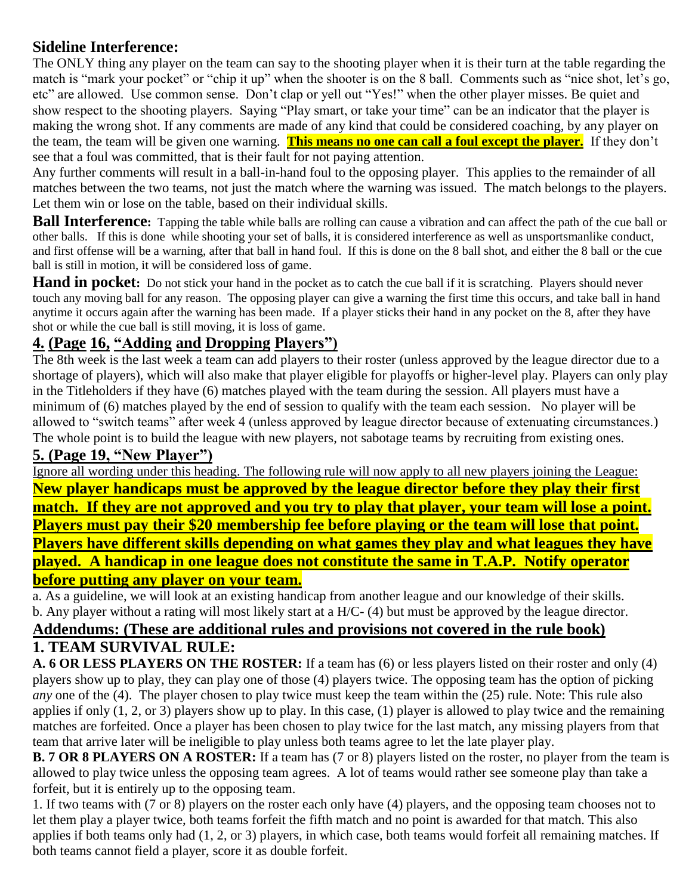## Sideline Interference:

The ONLY thing any player on the team can say to the shooting player when it is their turn at the table regarding the match is "mark your pocket" or "chip it up" when the shooter is on the 8 ball. Comments such as "nice shot, let's go, etc" are allowed. Use common sense. Don't clap or yell out "Yes!" when the other player misses. Be quiet and show respect to the shooting players. Saying "Play smart, or take your time" can be an indicator that the player is making the wrong shot. If any comments are made of any kind that could be considered coaching, by any player on the team, the team will be given one warning. **This means no one can call a foul except the player.** If they don't see that a foul was committed, that is their fault for not paying attention.

Any further comments will result in a ball-in-hand foul to the opposing player. This applies to the remainder of all matches between the two teams, not just the match where the warning was issued. The match belongs to the players. Let them win or lose on the table, based on their individual skills.

**Ball Interference:** Tapping the table while balls are rolling can cause a vibration and can affect the path of the cue ball or other balls. If this is done while shooting your set of balls, it is considered interference as well as unsportsmanlike conduct, and first offense will be a warning, after that ball in hand foul. If this is done on the 8 ball shot, and either the 8 ball or the cue ball is still in motion, it will be considered loss of game.

**Hand in pocket:** Do not stick your hand in the pocket as to catch the cue ball if it is scratching. Players should never touch any moving ball for any reason. The opposing player can give a warning the first time this occurs, and take ball in hand anytime it occurs again after the warning has been made. If a player sticks their hand in any pocket on the 8, after they have shot or while the cue ball is still moving, it is loss of game.

## 4. (Page 16, "Adding and Dropping Players")

The 8th week is the last week a team can add players to their roster (unless approved by the league director due to a shortage of players), which will also make that player eligible for playoffs or higher-level play. Players can only play in the Titleholders if they have (6) matches played with the team during the session. All players must have a minimum of (6) matches played by the end of session to qualify with the team each session. No player will be allowed to "switch teams" after week 4 (unless approved by league director because of extenuating circumstances.) The whole point is to build the league with new players, not sabotage teams by recruiting from existing ones.

## 5. (Page 19, "New Player")

Ignore all wording under this heading. The following rule will now apply to all new players joining the League:

**New player handicaps must be approved by the league director before they play their first match. If they are not approved and you try to play that player, your team will lose a point. Players must pay their $20 membership fee before playing or the team will lose that point. Players have different skills depending on what games they play and what leagues they have played. A handicap in one league does not constitute the same in T.A.P. Notify operator before putting any player on your team.**

a. As a guideline, we will look at an existing handicap from another league and our knowledge of their skills.
b. Any player without a rating will most likely start at a H/C- (4) but must be approved by the league director.

## Addendums: (These are additional rules and provisions not covered in the rule book)

## 1. TEAM SURVIVAL RULE:

**A. 6 OR LESS PLAYERS ON THE ROSTER:** If a team has (6) or less players listed on their roster and only (4) players show up to play, they can play one of those (4) players twice. The opposing team has the option of picking *any* one of the (4). The player chosen to play twice must keep the team within the (25) rule. Note: This rule also applies if only (1, 2, or 3) players show up to play. In this case, (1) player is allowed to play twice and the remaining matches are forfeited. Once a player has been chosen to play twice for the last match, any missing players from that team that arrive later will be ineligible to play unless both teams agree to let the late player play.

**B. 7 OR 8 PLAYERS ON A ROSTER:** If a team has (7 or 8) players listed on the roster, no player from the team is allowed to play twice unless the opposing team agrees. A lot of teams would rather see someone play than take a forfeit, but it is entirely up to the opposing team.

1. If two teams with (7 or 8) players on the roster each only have (4) players, and the opposing team chooses not to let them play a player twice, both teams forfeit the fifth match and no point is awarded for that match. This also applies if both teams only had (1, 2, or 3) players, in which case, both teams would forfeit all remaining matches. If both teams cannot field a player, score it as double forfeit.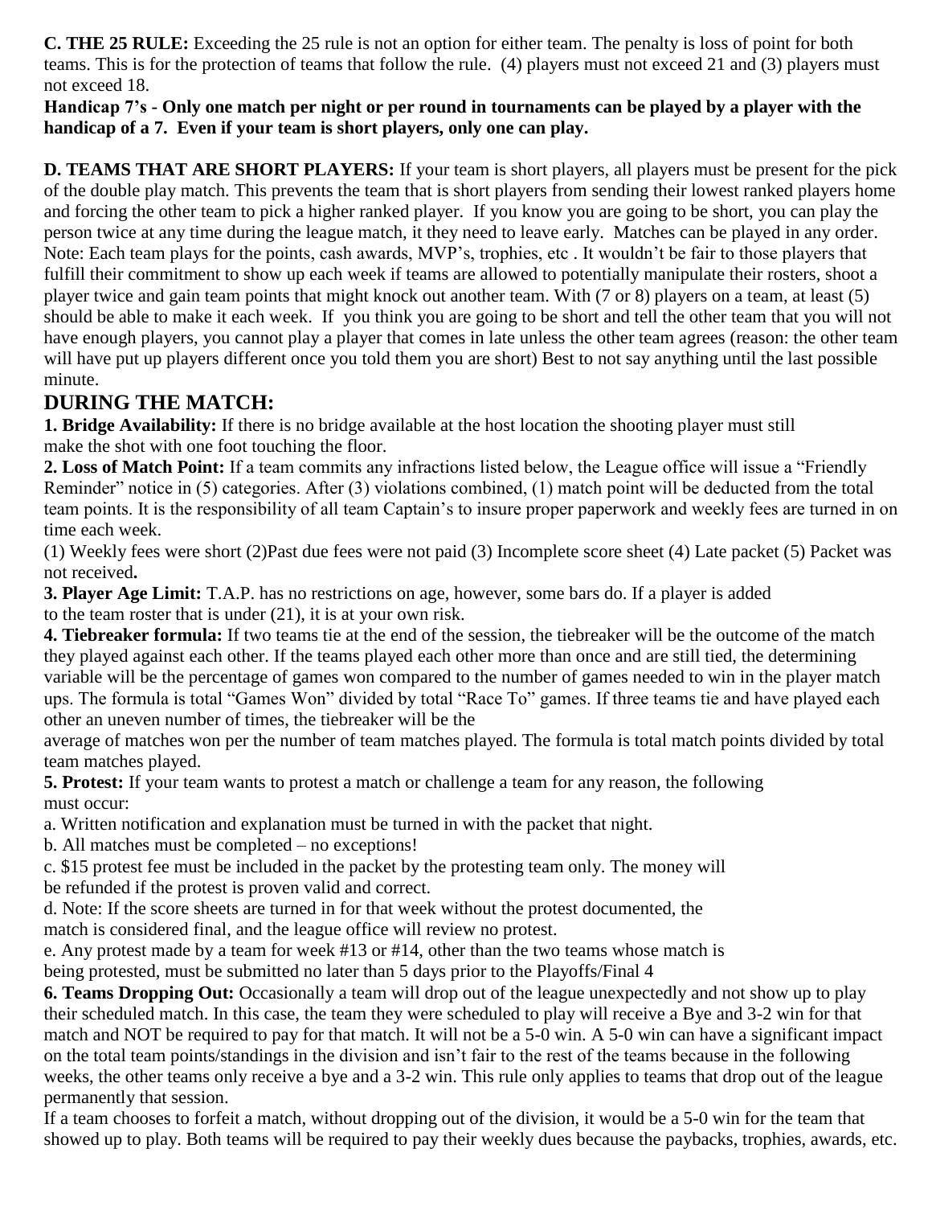**C. THE 25 RULE:** Exceeding the 25 rule is not an option for either team. The penalty is loss of point for both teams. This is for the protection of teams that follow the rule. (4) players must not exceed 21 and (3) players must not exceed 18.

**Handicap 7's - Only one match per night or per round in tournaments can be played by a player with the handicap of a 7. Even if your team is short players, only one can play.**

**D. TEAMS THAT ARE SHORT PLAYERS:** If your team is short players, all players must be present for the pick of the double play match. This prevents the team that is short players from sending their lowest ranked players home and forcing the other team to pick a higher ranked player. If you know you are going to be short, you can play the person twice at any time during the league match, it they need to leave early. Matches can be played in any order. Note: Each team plays for the points, cash awards, MVP's, trophies, etc . It wouldn't be fair to those players that fulfill their commitment to show up each week if teams are allowed to potentially manipulate their rosters, shoot a player twice and gain team points that might knock out another team. With (7 or 8) players on a team, at least (5) should be able to make it each week. If you think you are going to be short and tell the other team that you will not have enough players, you cannot play a player that comes in late unless the other team agrees (reason: the other team will have put up players different once you told them you are short) Best to not say anything until the last possible minute.

## DURING THE MATCH:

**1. Bridge Availability:** If there is no bridge available at the host location the shooting player must still make the shot with one foot touching the floor.

**2. Loss of Match Point:** If a team commits any infractions listed below, the League office will issue a "Friendly Reminder" notice in (5) categories. After (3) violations combined, (1) match point will be deducted from the total team points. It is the responsibility of all team Captain's to insure proper paperwork and weekly fees are turned in on time each week.

(1) Weekly fees were short (2)Past due fees were not paid (3) Incomplete score sheet (4) Late packet (5) Packet was not received**.**

**3. Player Age Limit:** T.A.P. has no restrictions on age, however, some bars do. If a player is added to the team roster that is under (21), it is at your own risk.

**4. Tiebreaker formula:** If two teams tie at the end of the session, the tiebreaker will be the outcome of the match they played against each other. If the teams played each other more than once and are still tied, the determining variable will be the percentage of games won compared to the number of games needed to win in the player match ups. The formula is total "Games Won" divided by total "Race To" games. If three teams tie and have played each other an uneven number of times, the tiebreaker will be the average of matches won per the number of team matches played. The formula is total match points divided by total team matches played.

**5. Protest:** If your team wants to protest a match or challenge a team for any reason, the following must occur:

a. Written notification and explanation must be turned in with the packet that night.

b. All matches must be completed – no exceptions!

c. $15 protest fee must be included in the packet by the protesting team only. The money will be refunded if the protest is proven valid and correct.

d. Note: If the score sheets are turned in for that week without the protest documented, the match is considered final, and the league office will review no protest.

e. Any protest made by a team for week #13 or #14, other than the two teams whose match is being protested, must be submitted no later than 5 days prior to the Playoffs/Final 4

**6. Teams Dropping Out:** Occasionally a team will drop out of the league unexpectedly and not show up to play their scheduled match. In this case, the team they were scheduled to play will receive a Bye and 3-2 win for that match and NOT be required to pay for that match. It will not be a 5-0 win. A 5-0 win can have a significant impact on the total team points/standings in the division and isn't fair to the rest of the teams because in the following weeks, the other teams only receive a bye and a 3-2 win. This rule only applies to teams that drop out of the league permanently that session.

If a team chooses to forfeit a match, without dropping out of the division, it would be a 5-0 win for the team that showed up to play. Both teams will be required to pay their weekly dues because the paybacks, trophies, awards, etc.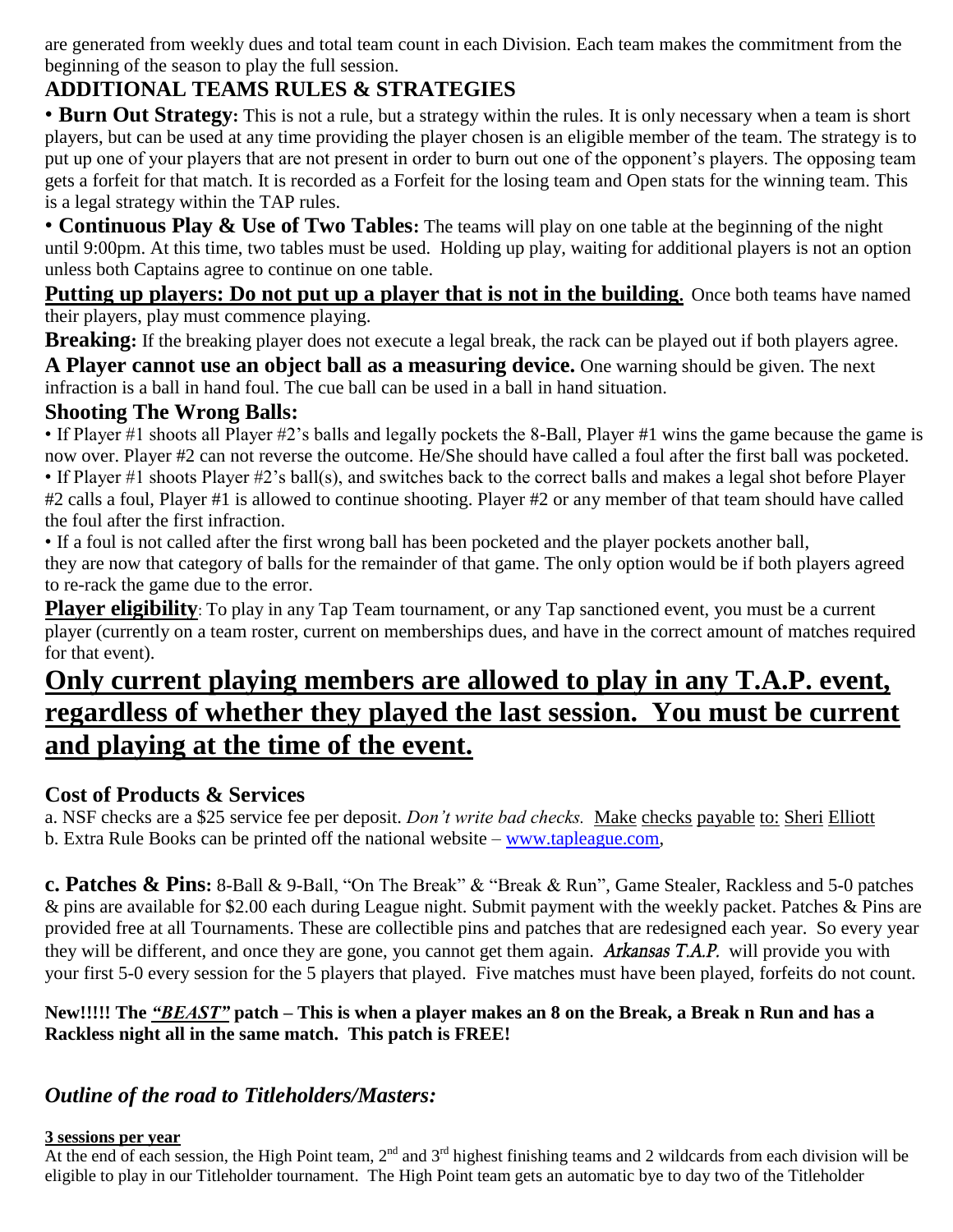are generated from weekly dues and total team count in each Division. Each team makes the commitment from the beginning of the season to play the full session.

## ADDITIONAL TEAMS RULES & STRATEGIES

• **Burn Out Strategy:** This is not a rule, but a strategy within the rules. It is only necessary when a team is short players, but can be used at any time providing the player chosen is an eligible member of the team. The strategy is to put up one of your players that are not present in order to burn out one of the opponent's players. The opposing team gets a forfeit for that match. It is recorded as a Forfeit for the losing team and Open stats for the winning team. This is a legal strategy within the TAP rules.

• **Continuous Play & Use of Two Tables:** The teams will play on one table at the beginning of the night until 9:00pm. At this time, two tables must be used. Holding up play, waiting for additional players is not an option unless both Captains agree to continue on one table.

**Putting up players: Do not put up a player that is not in the building.** Once both teams have named their players, play must commence playing.

**Breaking:** If the breaking player does not execute a legal break, the rack can be played out if both players agree.

**A Player cannot use an object ball as a measuring device.** One warning should be given. The next infraction is a ball in hand foul. The cue ball can be used in a ball in hand situation.

### Shooting The Wrong Balls:

• If Player #1 shoots all Player #2's balls and legally pockets the 8-Ball, Player #1 wins the game because the game is now over. Player #2 can not reverse the outcome. He/She should have called a foul after the first ball was pocketed.
• If Player #1 shoots Player #2's ball(s), and switches back to the correct balls and makes a legal shot before Player #2 calls a foul, Player #1 is allowed to continue shooting. Player #2 or any member of that team should have called the foul after the first infraction.
• If a foul is not called after the first wrong ball has been pocketed and the player pockets another ball, they are now that category of balls for the remainder of that game. The only option would be if both players agreed to re-rack the game due to the error.

**Player eligibility**: To play in any Tap Team tournament, or any Tap sanctioned event, you must be a current player (currently on a team roster, current on memberships dues, and have in the correct amount of matches required for that event).

# Only current playing members are allowed to play in any T.A.P. event, regardless of whether they played the last session. You must be current and playing at the time of the event.

### Cost of Products & Services

a. NSF checks are a $25 service fee per deposit. *Don't write bad checks.* Make checks payable to: Sheri Elliott
b. Extra Rule Books can be printed off the national website – www.tapleague.com,

**c. Patches & Pins:** 8-Ball & 9-Ball, "On The Break" & "Break & Run", Game Stealer, Rackless and 5-0 patches & pins are available for $2.00 each during League night. Submit payment with the weekly packet. Patches & Pins are provided free at all Tournaments. These are collectible pins and patches that are redesigned each year. So every year they will be different, and once they are gone, you cannot get them again. *Arkansas T.A.P.* will provide you with your first 5-0 every session for the 5 players that played. Five matches must have been played, forfeits do not count.

**New!!!!! The *"BEAST"* patch – This is when a player makes an 8 on the Break, a Break n Run and has a Rackless night all in the same match. This patch is FREE!**

### *Outline of the road to Titleholders/Masters:*

**3 sessions per year**

At the end of each session, the High Point team, 2nd and 3rd highest finishing teams and 2 wildcards from each division will be eligible to play in our Titleholder tournament. The High Point team gets an automatic bye to day two of the Titleholder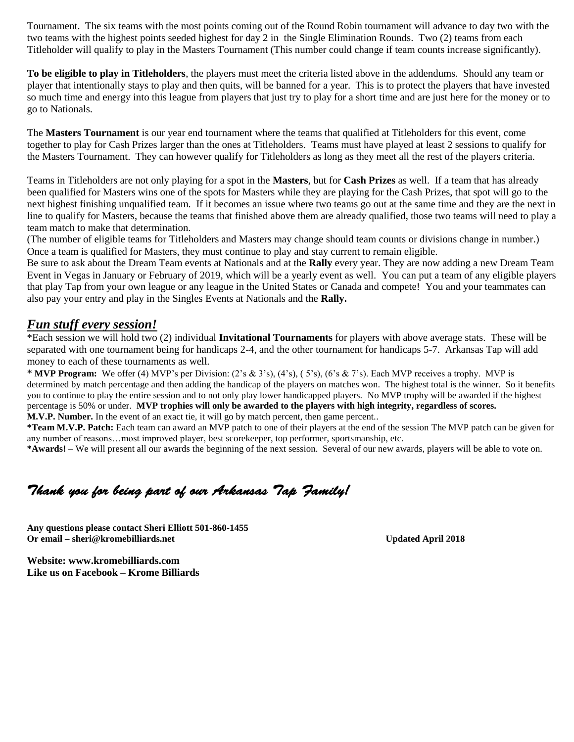Tournament. The six teams with the most points coming out of the Round Robin tournament will advance to day two with the two teams with the highest points seeded highest for day 2 in the Single Elimination Rounds. Two (2) teams from each Titleholder will qualify to play in the Masters Tournament (This number could change if team counts increase significantly).

**To be eligible to play in Titleholders**, the players must meet the criteria listed above in the addendums. Should any team or player that intentionally stays to play and then quits, will be banned for a year. This is to protect the players that have invested so much time and energy into this league from players that just try to play for a short time and are just here for the money or to go to Nationals.

The **Masters Tournament** is our year end tournament where the teams that qualified at Titleholders for this event, come together to play for Cash Prizes larger than the ones at Titleholders. Teams must have played at least 2 sessions to qualify for the Masters Tournament. They can however qualify for Titleholders as long as they meet all the rest of the players criteria.

Teams in Titleholders are not only playing for a spot in the **Masters**, but for **Cash Prizes** as well. If a team that has already been qualified for Masters wins one of the spots for Masters while they are playing for the Cash Prizes, that spot will go to the next highest finishing unqualified team. If it becomes an issue where two teams go out at the same time and they are the next in line to qualify for Masters, because the teams that finished above them are already qualified, those two teams will need to play a team match to make that determination.
(The number of eligible teams for Titleholders and Masters may change should team counts or divisions change in number.) Once a team is qualified for Masters, they must continue to play and stay current to remain eligible.
Be sure to ask about the Dream Team events at Nationals and at the **Rally** every year. They are now adding a new Dream Team Event in Vegas in January or February of 2019, which will be a yearly event as well. You can put a team of any eligible players that play Tap from your own league or any league in the United States or Canada and compete! You and your teammates can also pay your entry and play in the Singles Events at Nationals and the **Rally.**

## ***Fun stuff every session!***

*Each session we will hold two (2) individual **Invitational Tournaments** for players with above average stats. These will be separated with one tournament being for handicaps 2-4, and the other tournament for handicaps 5-7. Arkansas Tap will add money to each of these tournaments as well.

* **MVP Program:** We offer (4) MVP's per Division: (2's & 3's), (4's), ( 5's), (6's & 7's). Each MVP receives a trophy. MVP is determined by match percentage and then adding the handicap of the players on matches won. The highest total is the winner. So it benefits you to continue to play the entire session and to not only play lower handicapped players. No MVP trophy will be awarded if the highest percentage is 50% or under. **MVP trophies will only be awarded to the players with high integrity, regardless of scores.**
**M.V.P. Number.** In the event of an exact tie, it will go by match percent, then game percent..

***Team M.V.P. Patch:** Each team can award an MVP patch to one of their players at the end of the session The MVP patch can be given for any number of reasons…most improved player, best scorekeeper, top performer, sportsmanship, etc.

***Awards!** – We will present all our awards the beginning of the next session. Several of our new awards, players will be able to vote on.

*Thank you for being part of our Arkansas Tap Family!*

**Any questions please contact Sheri Elliott 501-860-1455**
**Or email – sheri@kromebilliards.net**

**Updated April 2018**

**Website: www.kromebilliards.com**
**Like us on Facebook – Krome Billiards**